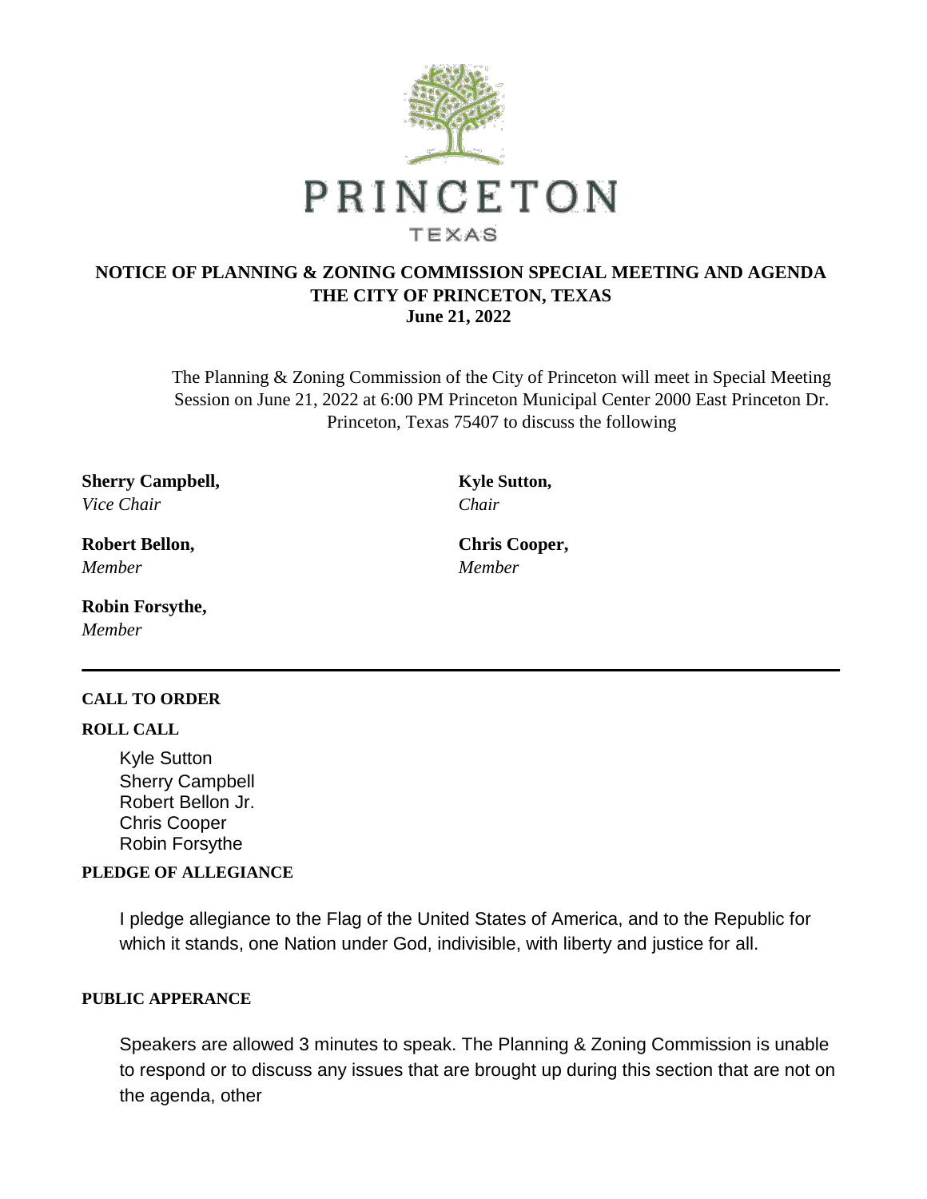PRINCETON

TEXAS

**NOTICE OF PLANNING & ZONING COMMISSION SPECIAL MEETING AND AGENDA**
**THE CITY OF PRINCETON, TEXAS**
**June 21, 2022**

The Planning & Zoning Commission of the City of Princeton will meet in Special Meeting Session on June 21, 2022 at 6:00 PM Princeton Municipal Center 2000 East Princeton Dr. Princeton, Texas 75407 to discuss the following

**Sherry Campbell,**
*Vice Chair*

**Kyle Sutton,**
*Chair*

**Robert Bellon,**
*Member*

**Chris Cooper,**
*Member*

**Robin Forsythe,**
*Member*

---

**CALL TO ORDER**

**ROLL CALL**

Kyle Sutton
Sherry Campbell
Robert Bellon Jr.
Chris Cooper
Robin Forsythe

**PLEDGE OF ALLEGIANCE**

I pledge allegiance to the Flag of the United States of America, and to the Republic for which it stands, one Nation under God, indivisible, with liberty and justice for all.

**PUBLIC APPERANCE**

Speakers are allowed 3 minutes to speak. The Planning & Zoning Commission is unable to respond or to discuss any issues that are brought up during this section that are not on the agenda, other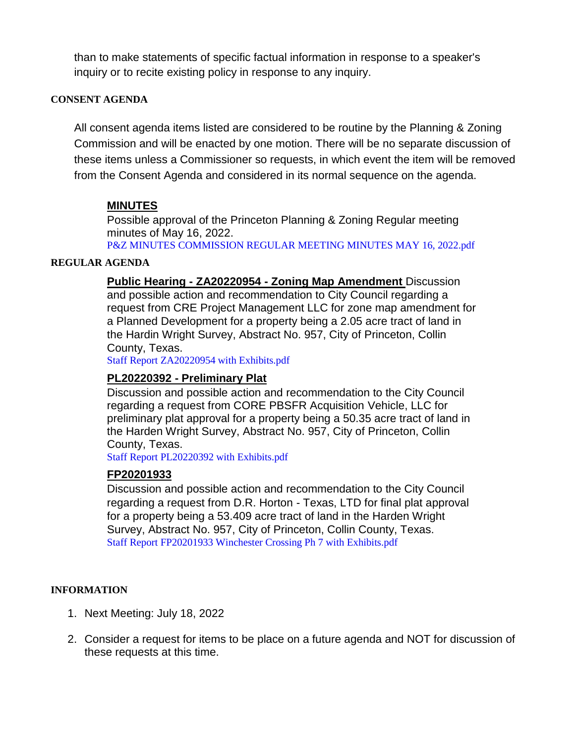than to make statements of specific factual information in response to a speaker's inquiry or to recite existing policy in response to any inquiry.

## CONSENT AGENDA

All consent agenda items listed are considered to be routine by the Planning & Zoning Commission and will be enacted by one motion. There will be no separate discussion of these items unless a Commissioner so requests, in which event the item will be removed from the Consent Agenda and considered in its normal sequence on the agenda.

### MINUTES

Possible approval of the Princeton Planning & Zoning Regular meeting minutes of May 16, 2022.

P&Z MINUTES COMMISSION REGULAR MEETING MINUTES MAY 16, 2022.pdf

## REGULAR AGENDA

### Public Hearing - ZA20220954 - Zoning Map Amendment

Discussion and possible action and recommendation to City Council regarding a request from CRE Project Management LLC for zone map amendment for a Planned Development for a property being a 2.05 acre tract of land in the Hardin Wright Survey, Abstract No. 957, City of Princeton, Collin County, Texas.

Staff Report ZA20220954 with Exhibits.pdf

### PL20220392 - Preliminary Plat

Discussion and possible action and recommendation to the City Council regarding a request from CORE PBSFR Acquisition Vehicle, LLC for preliminary plat approval for a property being a 50.35 acre tract of land in the Harden Wright Survey, Abstract No. 957, City of Princeton, Collin County, Texas.

Staff Report PL20220392 with Exhibits.pdf

### FP20201933

Discussion and possible action and recommendation to the City Council regarding a request from D.R. Horton - Texas, LTD for final plat approval for a property being a 53.409 acre tract of land in the Harden Wright Survey, Abstract No. 957, City of Princeton, Collin County, Texas.

Staff Report FP20201933 Winchester Crossing Ph 7 with Exhibits.pdf

## INFORMATION

1. Next Meeting: July 18, 2022
2. Consider a request for items to be place on a future agenda and NOT for discussion of these requests at this time.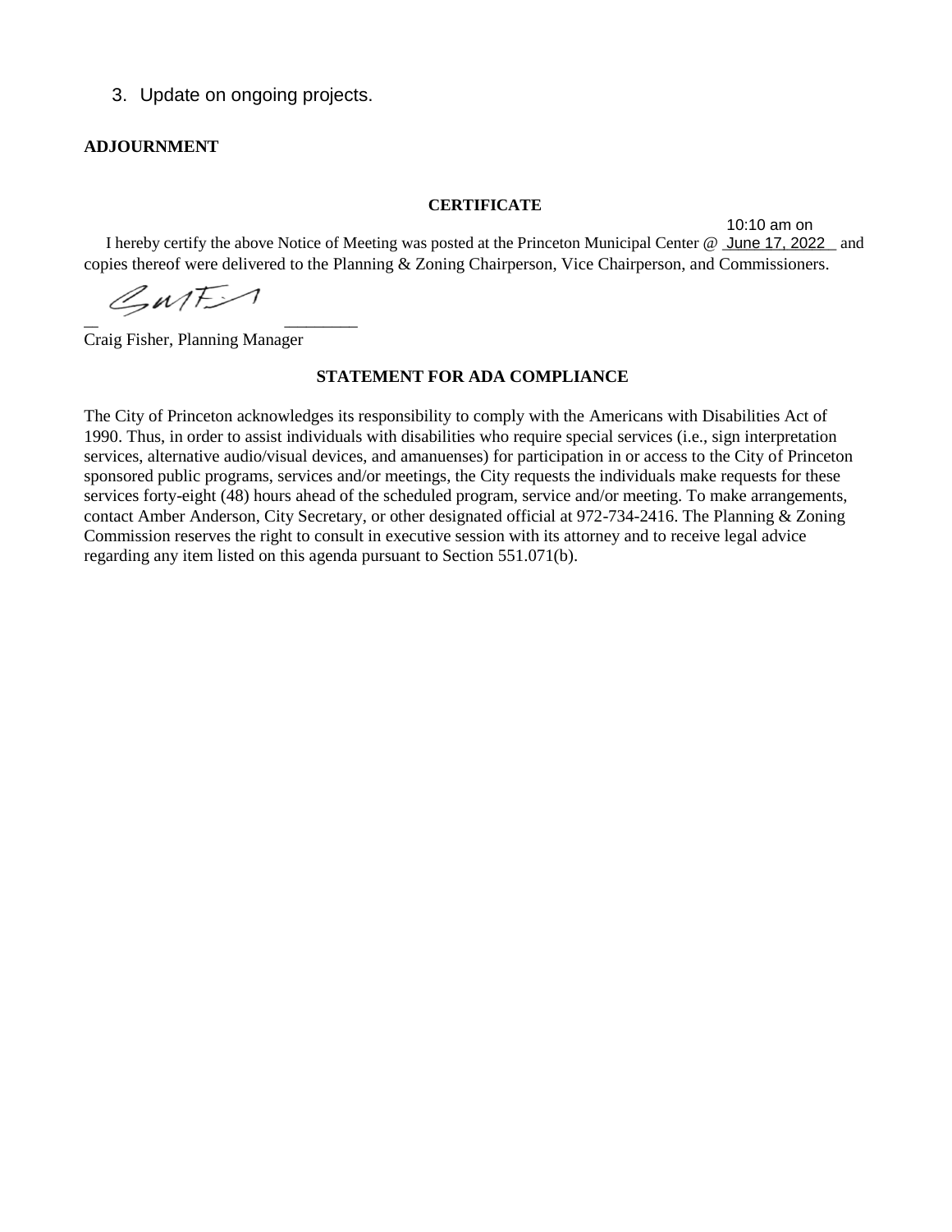3. Update on ongoing projects.

**ADJOURNMENT**

**CERTIFICATE**

I hereby certify the above Notice of Meeting was posted at the Princeton Municipal Center @ 10:10 am on June 17, 2022 and copies thereof were delivered to the Planning & Zoning Chairperson, Vice Chairperson, and Commissioners.

______________________

Craig Fisher, Planning Manager

**STATEMENT FOR ADA COMPLIANCE**

The City of Princeton acknowledges its responsibility to comply with the Americans with Disabilities Act of 1990. Thus, in order to assist individuals with disabilities who require special services (i.e., sign interpretation services, alternative audio/visual devices, and amanuenses) for participation in or access to the City of Princeton sponsored public programs, services and/or meetings, the City requests the individuals make requests for these services forty-eight (48) hours ahead of the scheduled program, service and/or meeting. To make arrangements, contact Amber Anderson, City Secretary, or other designated official at 972-734-2416. The Planning & Zoning Commission reserves the right to consult in executive session with its attorney and to receive legal advice regarding any item listed on this agenda pursuant to Section 551.071(b).